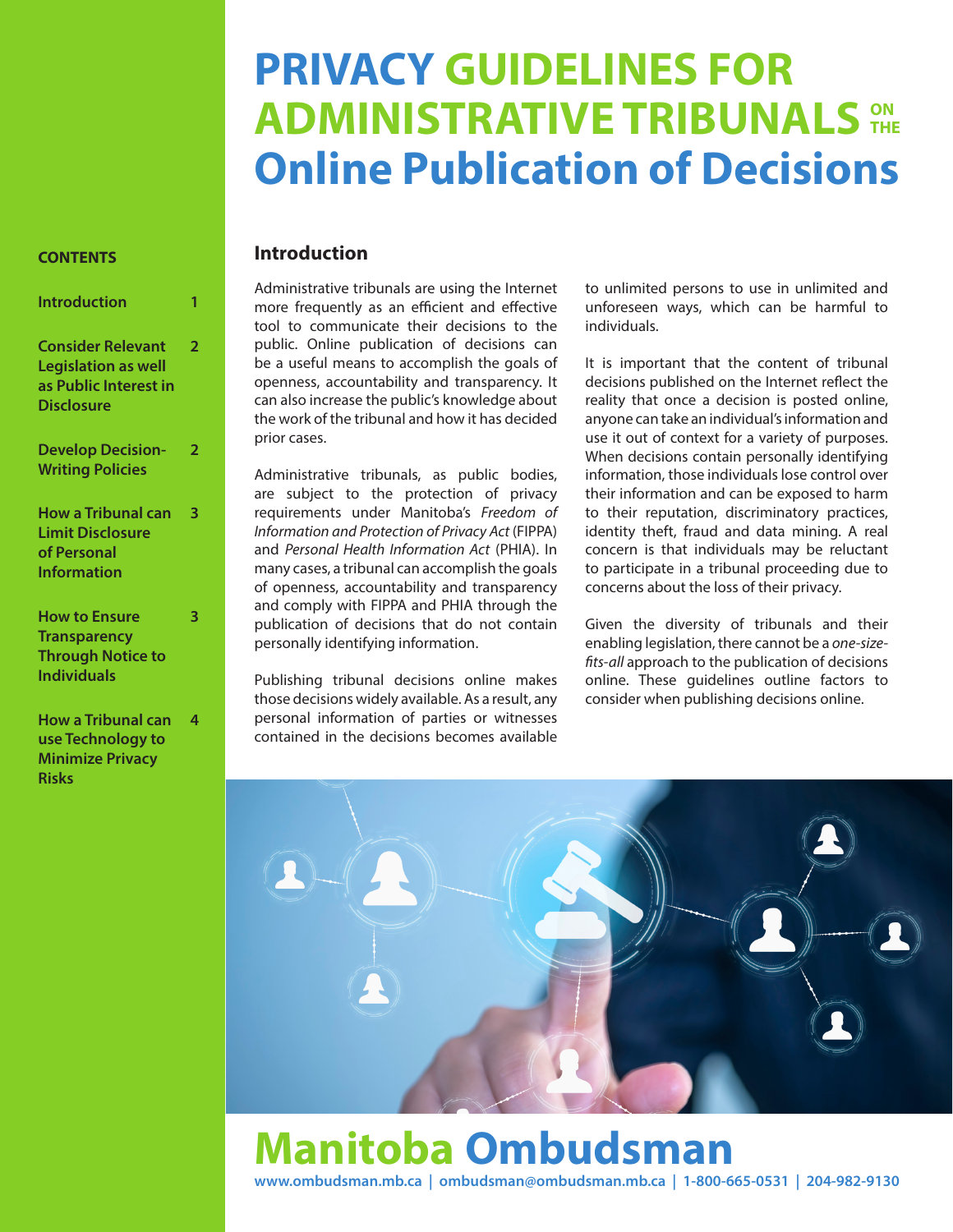# PRIVACY GUIDELINES FOR ADMINISTRATIVE TRIBUNALS ON THE Online Publication of Decisions

**CONTENTS**

| | |
|---|---|
| Introduction | 1 |
| Consider Relevant Legislation as well as Public Interest in Disclosure | 2 |
| Develop Decision-Writing Policies | 2 |
| How a Tribunal can Limit Disclosure of Personal Information | 3 |
| How to Ensure Transparency Through Notice to Individuals | 3 |
| How a Tribunal can use Technology to Minimize Privacy Risks | 4 |

## Introduction

Administrative tribunals are using the Internet more frequently as an efficient and effective tool to communicate their decisions to the public. Online publication of decisions can be a useful means to accomplish the goals of openness, accountability and transparency. It can also increase the public's knowledge about the work of the tribunal and how it has decided prior cases.

Administrative tribunals, as public bodies, are subject to the protection of privacy requirements under Manitoba's *Freedom of Information and Protection of Privacy Act* (FIPPA) and *Personal Health Information Act* (PHIA). In many cases, a tribunal can accomplish the goals of openness, accountability and transparency and comply with FIPPA and PHIA through the publication of decisions that do not contain personally identifying information.

Publishing tribunal decisions online makes those decisions widely available. As a result, any personal information of parties or witnesses contained in the decisions becomes available to unlimited persons to use in unlimited and unforeseen ways, which can be harmful to individuals.

It is important that the content of tribunal decisions published on the Internet reflect the reality that once a decision is posted online, anyone can take an individual's information and use it out of context for a variety of purposes. When decisions contain personally identifying information, those individuals lose control over their information and can be exposed to harm to their reputation, discriminatory practices, identity theft, fraud and data mining. A real concern is that individuals may be reluctant to participate in a tribunal proceeding due to concerns about the loss of their privacy.

Given the diversity of tribunals and their enabling legislation, there cannot be a *one-size-fits-all* approach to the publication of decisions online. These guidelines outline factors to consider when publishing decisions online.

**Manitoba Ombudsman**

www.ombudsman.mb.ca | ombudsman@ombudsman.mb.ca | 1-800-665-0531 | 204-982-9130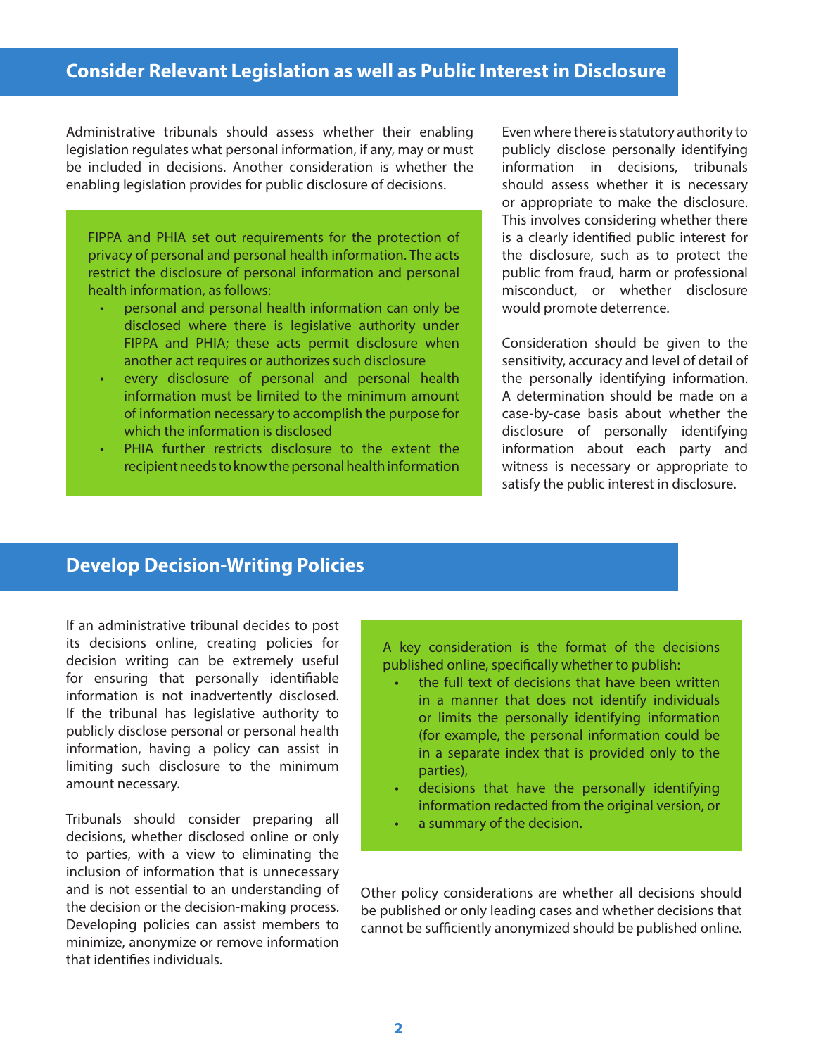## Consider Relevant Legislation as well as Public Interest in Disclosure

Administrative tribunals should assess whether their enabling legislation regulates what personal information, if any, may or must be included in decisions. Another consideration is whether the enabling legislation provides for public disclosure of decisions.

FIPPA and PHIA set out requirements for the protection of privacy of personal and personal health information. The acts restrict the disclosure of personal information and personal health information, as follows:

- personal and personal health information can only be disclosed where there is legislative authority under FIPPA and PHIA; these acts permit disclosure when another act requires or authorizes such disclosure
- every disclosure of personal and personal health information must be limited to the minimum amount of information necessary to accomplish the purpose for which the information is disclosed
- PHIA further restricts disclosure to the extent the recipient needs to know the personal health information

Even where there is statutory authority to publicly disclose personally identifying information in decisions, tribunals should assess whether it is necessary or appropriate to make the disclosure. This involves considering whether there is a clearly identified public interest for the disclosure, such as to protect the public from fraud, harm or professional misconduct, or whether disclosure would promote deterrence.

Consideration should be given to the sensitivity, accuracy and level of detail of the personally identifying information. A determination should be made on a case-by-case basis about whether the disclosure of personally identifying information about each party and witness is necessary or appropriate to satisfy the public interest in disclosure.

## Develop Decision-Writing Policies

If an administrative tribunal decides to post its decisions online, creating policies for decision writing can be extremely useful for ensuring that personally identifiable information is not inadvertently disclosed. If the tribunal has legislative authority to publicly disclose personal or personal health information, having a policy can assist in limiting such disclosure to the minimum amount necessary.

Tribunals should consider preparing all decisions, whether disclosed online or only to parties, with a view to eliminating the inclusion of information that is unnecessary and is not essential to an understanding of the decision or the decision-making process. Developing policies can assist members to minimize, anonymize or remove information that identifies individuals.

A key consideration is the format of the decisions published online, specifically whether to publish:

- the full text of decisions that have been written in a manner that does not identify individuals or limits the personally identifying information (for example, the personal information could be in a separate index that is provided only to the parties),
- decisions that have the personally identifying information redacted from the original version, or
- a summary of the decision.

Other policy considerations are whether all decisions should be published or only leading cases and whether decisions that cannot be sufficiently anonymized should be published online.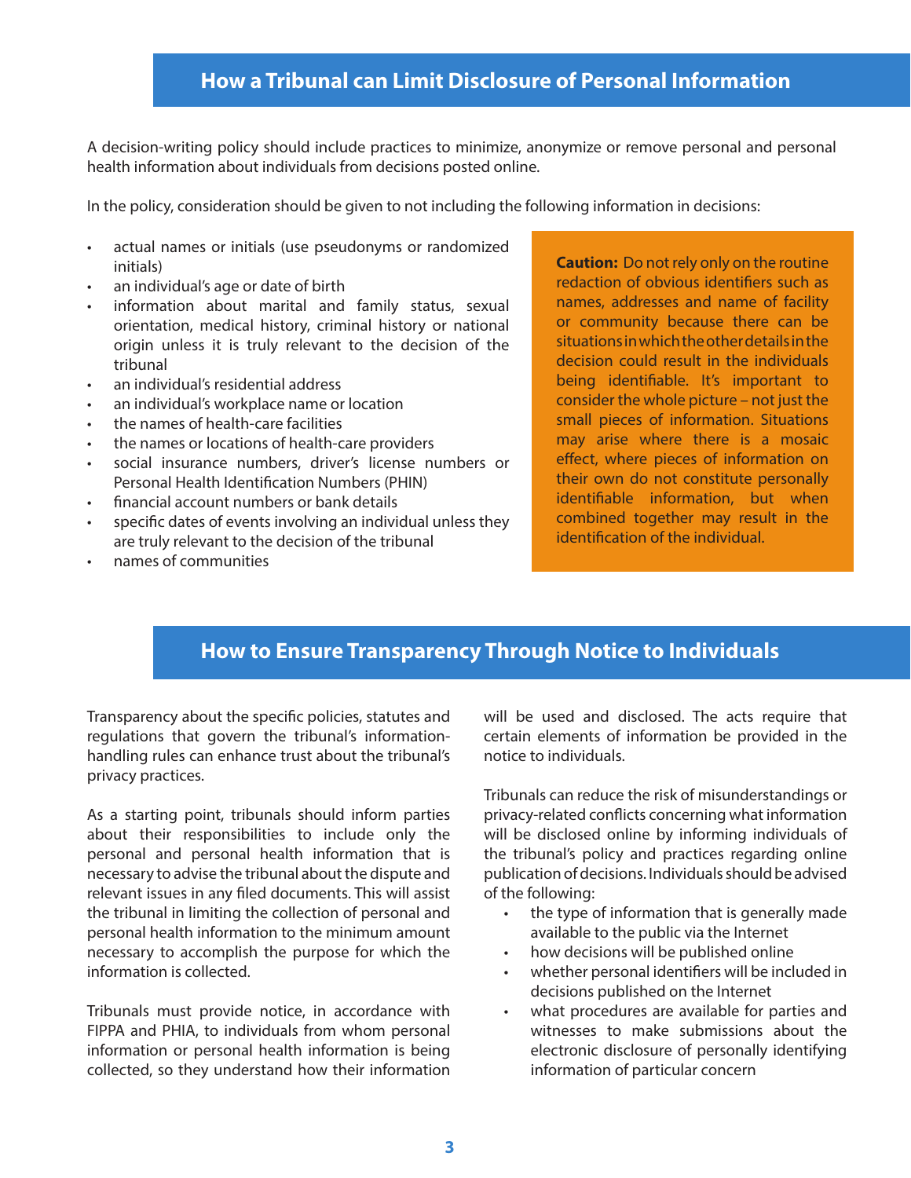## How a Tribunal can Limit Disclosure of Personal Information

A decision-writing policy should include practices to minimize, anonymize or remove personal and personal health information about individuals from decisions posted online.

In the policy, consideration should be given to not including the following information in decisions:

- actual names or initials (use pseudonyms or randomized initials)
- an individual's age or date of birth
- information about marital and family status, sexual orientation, medical history, criminal history or national origin unless it is truly relevant to the decision of the tribunal
- an individual's residential address
- an individual's workplace name or location
- the names of health-care facilities
- the names or locations of health-care providers
- social insurance numbers, driver's license numbers or Personal Health Identification Numbers (PHIN)
- financial account numbers or bank details
- specific dates of events involving an individual unless they are truly relevant to the decision of the tribunal
- names of communities

**Caution:** Do not rely only on the routine redaction of obvious identifiers such as names, addresses and name of facility or community because there can be situations in which the other details in the decision could result in the individuals being identifiable. It's important to consider the whole picture – not just the small pieces of information. Situations may arise where there is a mosaic effect, where pieces of information on their own do not constitute personally identifiable information, but when combined together may result in the identification of the individual.

## How to Ensure Transparency Through Notice to Individuals

Transparency about the specific policies, statutes and regulations that govern the tribunal's information-handling rules can enhance trust about the tribunal's privacy practices.

As a starting point, tribunals should inform parties about their responsibilities to include only the personal and personal health information that is necessary to advise the tribunal about the dispute and relevant issues in any filed documents. This will assist the tribunal in limiting the collection of personal and personal health information to the minimum amount necessary to accomplish the purpose for which the information is collected.

Tribunals must provide notice, in accordance with FIPPA and PHIA, to individuals from whom personal information or personal health information is being collected, so they understand how their information will be used and disclosed. The acts require that certain elements of information be provided in the notice to individuals.

Tribunals can reduce the risk of misunderstandings or privacy-related conflicts concerning what information will be disclosed online by informing individuals of the tribunal's policy and practices regarding online publication of decisions. Individuals should be advised of the following:

- the type of information that is generally made available to the public via the Internet
- how decisions will be published online
- whether personal identifiers will be included in decisions published on the Internet
- what procedures are available for parties and witnesses to make submissions about the electronic disclosure of personally identifying information of particular concern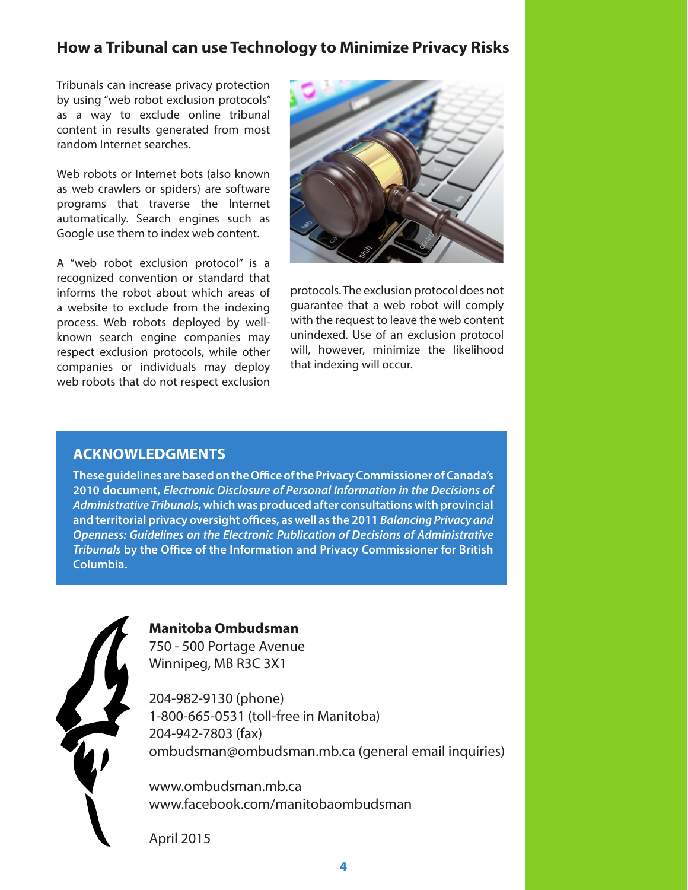## How a Tribunal can use Technology to Minimize Privacy Risks

Tribunals can increase privacy protection by using "web robot exclusion protocols" as a way to exclude online tribunal content in results generated from most random Internet searches.

Web robots or Internet bots (also known as web crawlers or spiders) are software programs that traverse the Internet automatically. Search engines such as Google use them to index web content.

A "web robot exclusion protocol" is a recognized convention or standard that informs the robot about which areas of a website to exclude from the indexing process. Web robots deployed by well-known search engine companies may respect exclusion protocols, while other companies or individuals may deploy web robots that do not respect exclusion protocols. The exclusion protocol does not guarantee that a web robot will comply with the request to leave the web content unindexed. Use of an exclusion protocol will, however, minimize the likelihood that indexing will occur.

### ACKNOWLEDGMENTS

**These guidelines are based on the Office of the Privacy Commissioner of Canada's 2010 document, *Electronic Disclosure of Personal Information in the Decisions of Administrative Tribunals*, which was produced after consultations with provincial and territorial privacy oversight offices, as well as the 2011 *Balancing Privacy and Openness: Guidelines on the Electronic Publication of Decisions of Administrative Tribunals* by the Office of the Information and Privacy Commissioner for British Columbia.**

**Manitoba Ombudsman**
750 - 500 Portage Avenue
Winnipeg, MB R3C 3X1

204-982-9130 (phone)
1-800-665-0531 (toll-free in Manitoba)
204-942-7803 (fax)
ombudsman@ombudsman.mb.ca (general email inquiries)

www.ombudsman.mb.ca
www.facebook.com/manitobaombudsman

April 2015